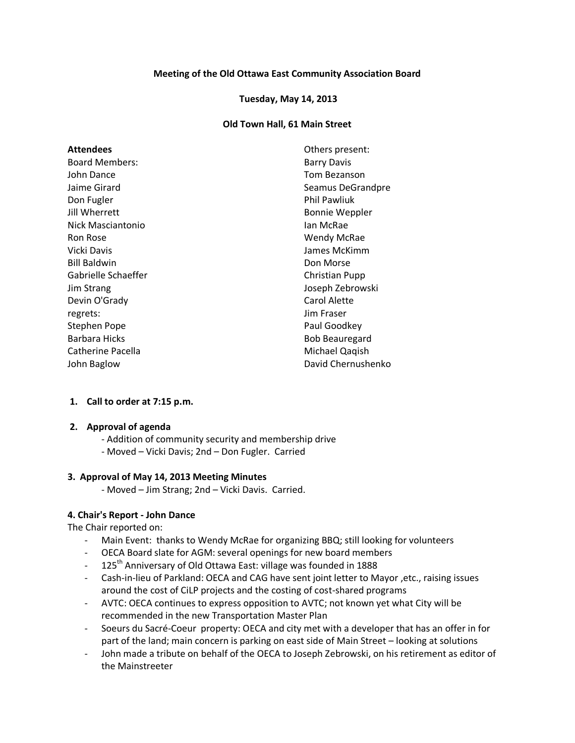**Meeting of the Old Ottawa East Community Association Board**

**Tuesday, May 14, 2013**

**Old Town Hall, 61 Main Street**

**Attendees**

Board Members:
John Dance
Jaime Girard
Don Fugler
Jill Wherrett
Nick Masciantonio
Ron Rose
Vicki Davis
Bill Baldwin
Gabrielle Schaeffer
Jim Strang
Devin O'Grady

regrets:
Stephen Pope
Barbara Hicks
Catherine Pacella
John Baglow

Others present:
Barry Davis
Tom Bezanson
Seamus DeGrandpre
Phil Pawliuk
Bonnie Weppler
Ian McRae
Wendy McRae
James McKimm
Don Morse
Christian Pupp
Joseph Zebrowski
Carol Alette
Jim Fraser
Paul Goodkey
Bob Beauregard
Michael Qaqish
David Chernushenko

**1. Call to order at 7:15 p.m.**

**2. Approval of agenda**

- Addition of community security and membership drive
- Moved – Vicki Davis; 2nd – Don Fugler. Carried

**3. Approval of May 14, 2013 Meeting Minutes**

- Moved – Jim Strang; 2nd – Vicki Davis. Carried.

**4. Chair's Report - John Dance**

The Chair reported on:

- Main Event: thanks to Wendy McRae for organizing BBQ; still looking for volunteers
- OECA Board slate for AGM: several openings for new board members
- 125th Anniversary of Old Ottawa East: village was founded in 1888
- Cash-in-lieu of Parkland: OECA and CAG have sent joint letter to Mayor ,etc., raising issues around the cost of CiLP projects and the costing of cost-shared programs
- AVTC: OECA continues to express opposition to AVTC; not known yet what City will be recommended in the new Transportation Master Plan
- Soeurs du Sacré-Coeur property: OECA and city met with a developer that has an offer in for part of the land; main concern is parking on east side of Main Street – looking at solutions
- John made a tribute on behalf of the OECA to Joseph Zebrowski, on his retirement as editor of the Mainstreeter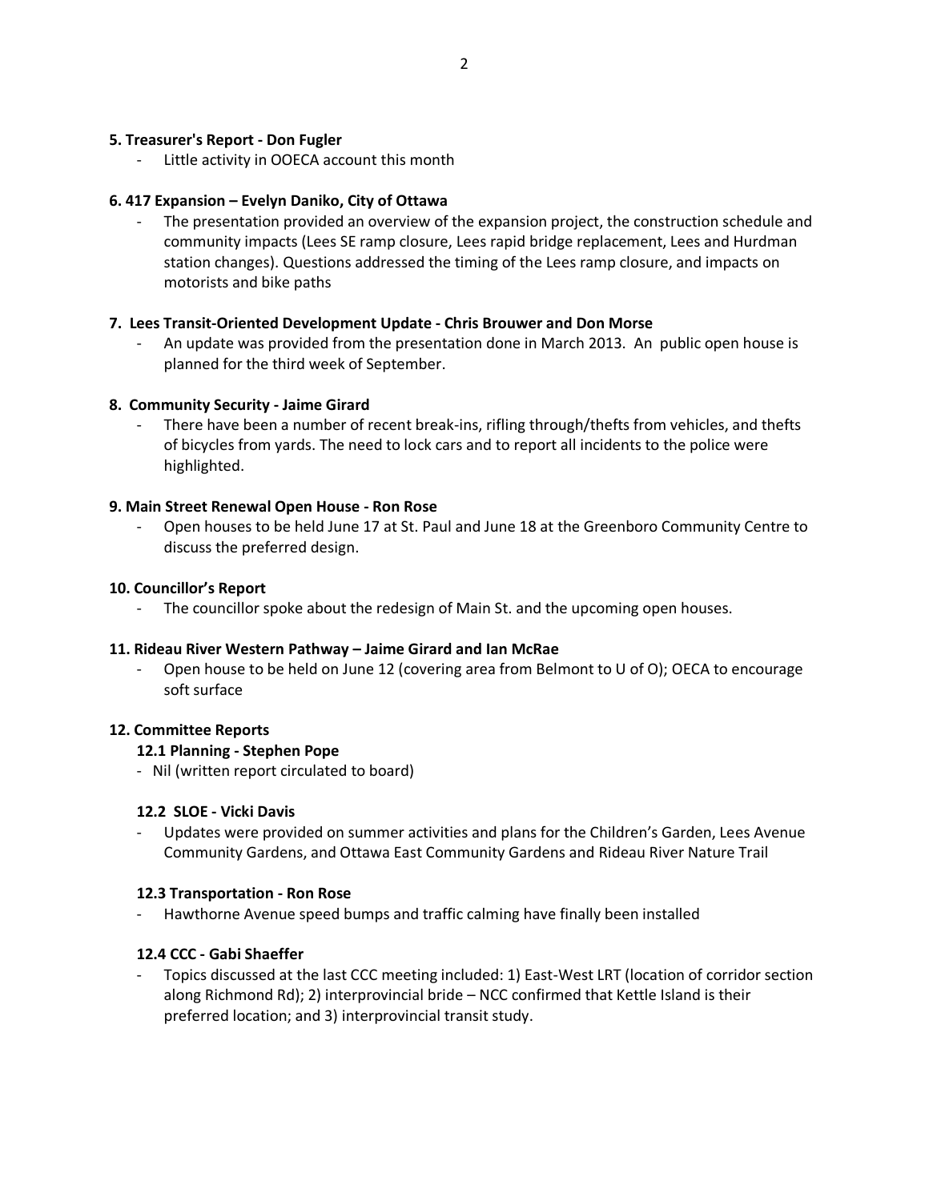**5. Treasurer's Report - Don Fugler**

- Little activity in OOECA account this month

**6. 417 Expansion – Evelyn Daniko, City of Ottawa**

- The presentation provided an overview of the expansion project, the construction schedule and community impacts (Lees SE ramp closure, Lees rapid bridge replacement, Lees and Hurdman station changes). Questions addressed the timing of the Lees ramp closure, and impacts on motorists and bike paths

**7. Lees Transit-Oriented Development Update - Chris Brouwer and Don Morse**

- An update was provided from the presentation done in March 2013. An public open house is planned for the third week of September.

**8. Community Security - Jaime Girard**

- There have been a number of recent break-ins, rifling through/thefts from vehicles, and thefts of bicycles from yards. The need to lock cars and to report all incidents to the police were highlighted.

**9. Main Street Renewal Open House - Ron Rose**

- Open houses to be held June 17 at St. Paul and June 18 at the Greenboro Community Centre to discuss the preferred design.

**10. Councillor's Report**

- The councillor spoke about the redesign of Main St. and the upcoming open houses.

**11. Rideau River Western Pathway – Jaime Girard and Ian McRae**

- Open house to be held on June 12 (covering area from Belmont to U of O); OECA to encourage soft surface

**12. Committee Reports**

**12.1 Planning - Stephen Pope**

- Nil (written report circulated to board)

**12.2 SLOE - Vicki Davis**

- Updates were provided on summer activities and plans for the Children's Garden, Lees Avenue Community Gardens, and Ottawa East Community Gardens and Rideau River Nature Trail

**12.3 Transportation - Ron Rose**

- Hawthorne Avenue speed bumps and traffic calming have finally been installed

**12.4 CCC - Gabi Shaeffer**

- Topics discussed at the last CCC meeting included: 1) East-West LRT (location of corridor section along Richmond Rd); 2) interprovincial bride – NCC confirmed that Kettle Island is their preferred location; and 3) interprovincial transit study.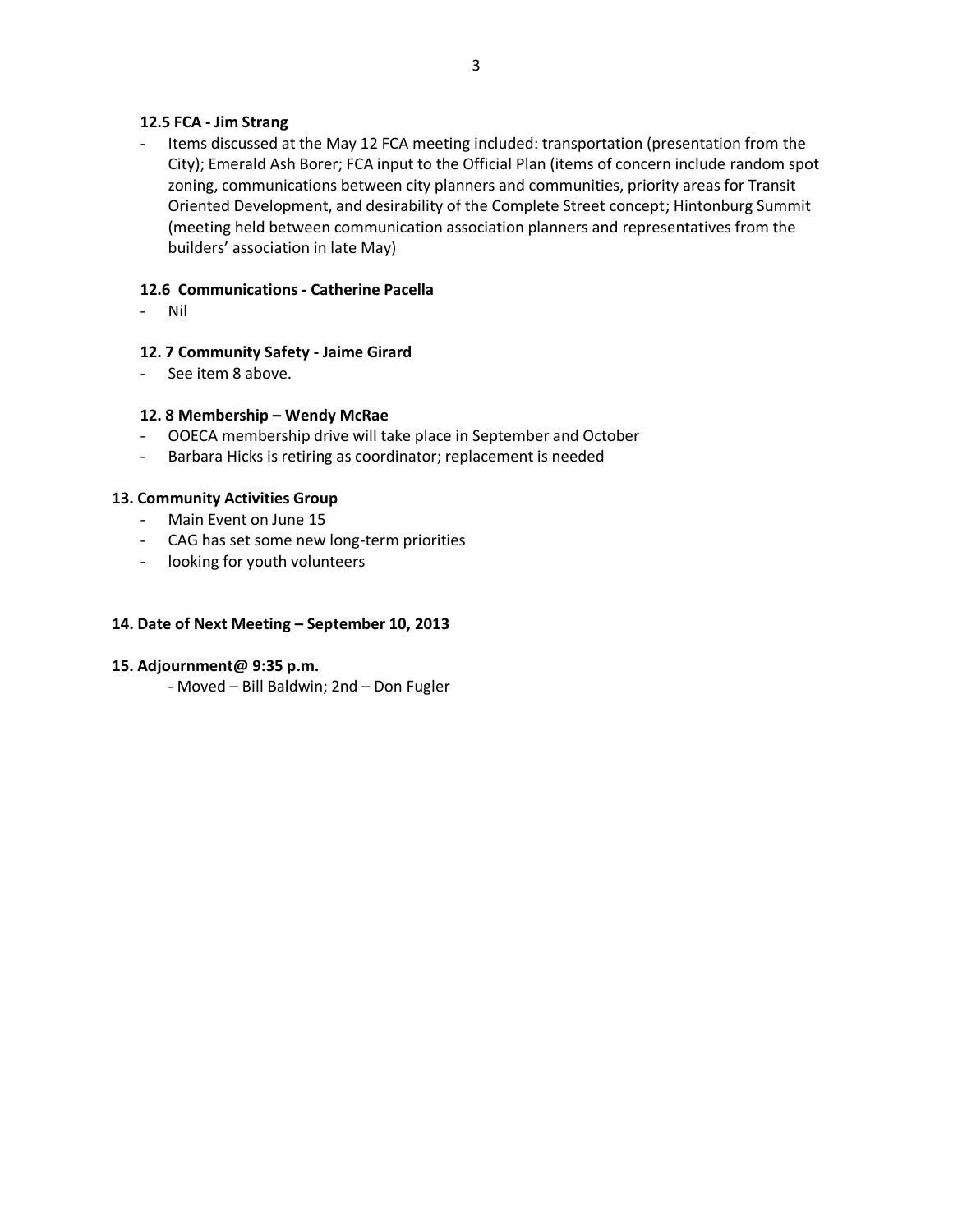**12.5 FCA - Jim Strang**

- Items discussed at the May 12 FCA meeting included: transportation (presentation from the City); Emerald Ash Borer; FCA input to the Official Plan (items of concern include random spot zoning, communications between city planners and communities, priority areas for Transit Oriented Development, and desirability of the Complete Street concept; Hintonburg Summit (meeting held between communication association planners and representatives from the builders' association in late May)

**12.6 Communications - Catherine Pacella**

- Nil

**12. 7 Community Safety - Jaime Girard**

- See item 8 above.

**12. 8 Membership – Wendy McRae**

- OOECA membership drive will take place in September and October
- Barbara Hicks is retiring as coordinator; replacement is needed

**13. Community Activities Group**

- Main Event on June 15
- CAG has set some new long-term priorities
- looking for youth volunteers

**14. Date of Next Meeting – September 10, 2013**

**15. Adjournment@ 9:35 p.m.**

- Moved – Bill Baldwin; 2nd – Don Fugler